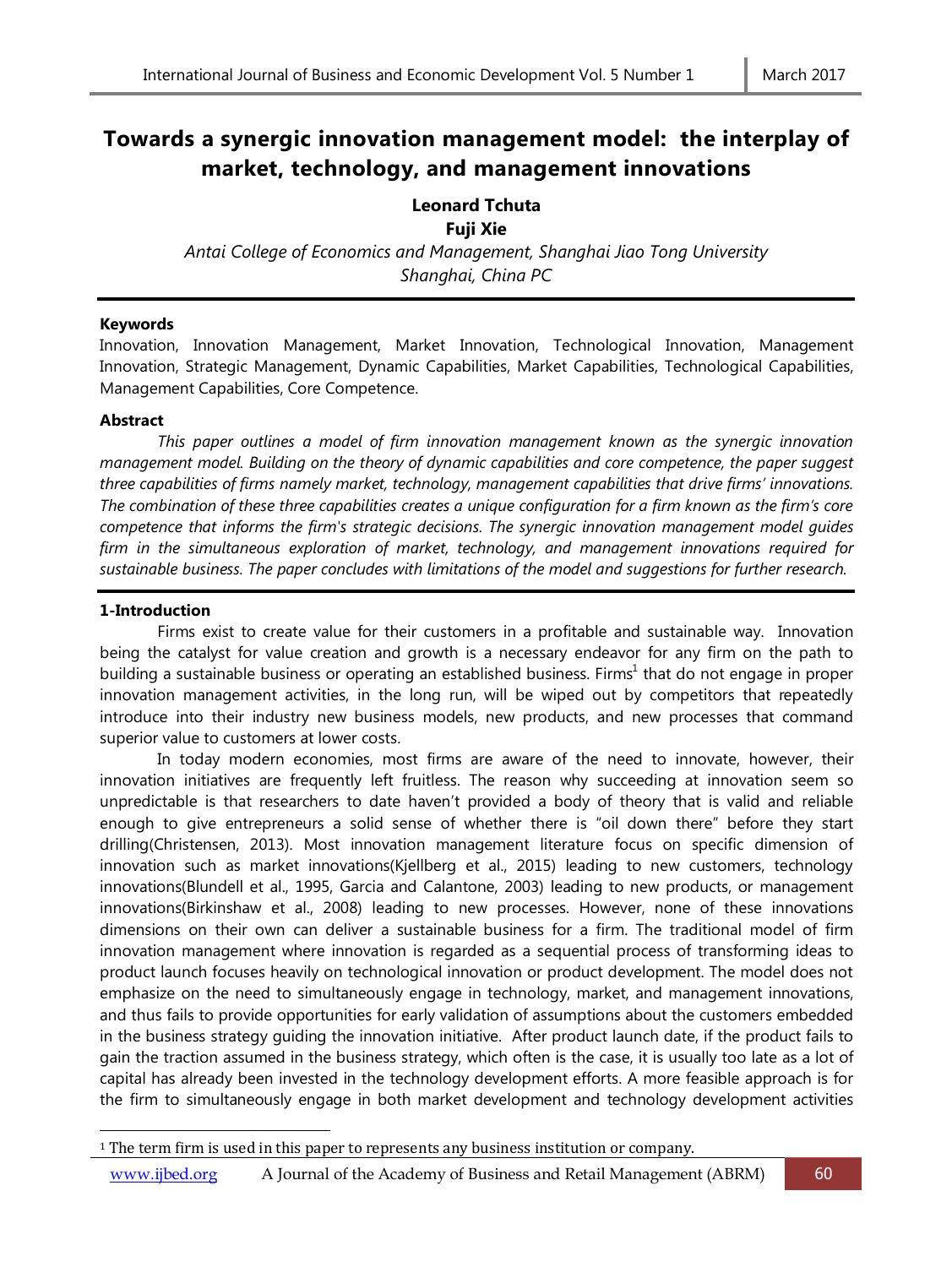# Towards a synergic innovation management model: the interplay of market, technology, and management innovations

**Leonard Tchuta**
**Fuji Xie**

*Antai College of Economics and Management, Shanghai Jiao Tong University*
*Shanghai, China PC*

---

#### Keywords

Innovation, Innovation Management, Market Innovation, Technological Innovation, Management Innovation, Strategic Management, Dynamic Capabilities, Market Capabilities, Technological Capabilities, Management Capabilities, Core Competence.

#### Abstract

*This paper outlines a model of firm innovation management known as the synergic innovation management model. Building on the theory of dynamic capabilities and core competence, the paper suggest three capabilities of firms namely market, technology, management capabilities that drive firms' innovations. The combination of these three capabilities creates a unique configuration for a firm known as the firm's core competence that informs the firm's strategic decisions. The synergic innovation management model guides firm in the simultaneous exploration of market, technology, and management innovations required for sustainable business. The paper concludes with limitations of the model and suggestions for further research.*

---

#### 1-Introduction

Firms exist to create value for their customers in a profitable and sustainable way. Innovation being the catalyst for value creation and growth is a necessary endeavor for any firm on the path to building a sustainable business or operating an established business. Firms[1] that do not engage in proper innovation management activities, in the long run, will be wiped out by competitors that repeatedly introduce into their industry new business models, new products, and new processes that command superior value to customers at lower costs.

In today modern economies, most firms are aware of the need to innovate, however, their innovation initiatives are frequently left fruitless. The reason why succeeding at innovation seem so unpredictable is that researchers to date haven't provided a body of theory that is valid and reliable enough to give entrepreneurs a solid sense of whether there is "oil down there" before they start drilling(Christensen, 2013). Most innovation management literature focus on specific dimension of innovation such as market innovations(Kjellberg et al., 2015) leading to new customers, technology innovations(Blundell et al., 1995, Garcia and Calantone, 2003) leading to new products, or management innovations(Birkinshaw et al., 2008) leading to new processes. However, none of these innovations dimensions on their own can deliver a sustainable business for a firm. The traditional model of firm innovation management where innovation is regarded as a sequential process of transforming ideas to product launch focuses heavily on technological innovation or product development. The model does not emphasize on the need to simultaneously engage in technology, market, and management innovations, and thus fails to provide opportunities for early validation of assumptions about the customers embedded in the business strategy guiding the innovation initiative. After product launch date, if the product fails to gain the traction assumed in the business strategy, which often is the case, it is usually too late as a lot of capital has already been invested in the technology development efforts. A more feasible approach is for the firm to simultaneously engage in both market development and technology development activities

---

[1] The term firm is used in this paper to represents any business institution or company.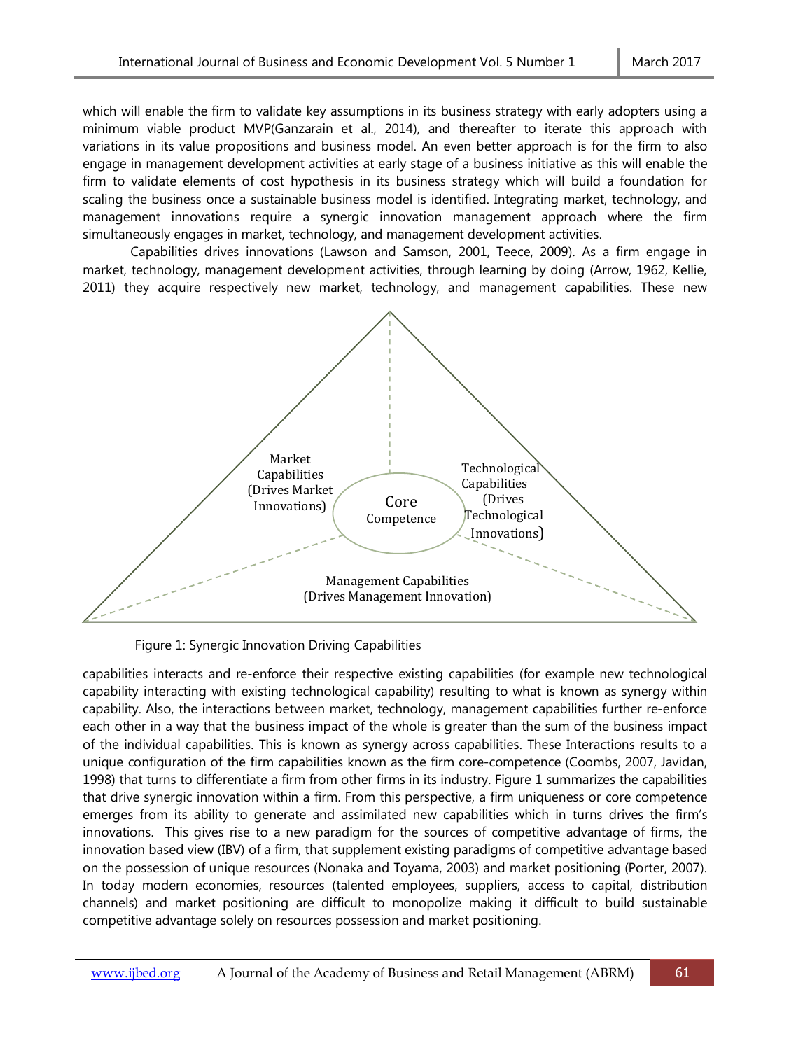which will enable the firm to validate key assumptions in its business strategy with early adopters using a minimum viable product MVP(Ganzarain et al., 2014), and thereafter to iterate this approach with variations in its value propositions and business model. An even better approach is for the firm to also engage in management development activities at early stage of a business initiative as this will enable the firm to validate elements of cost hypothesis in its business strategy which will build a foundation for scaling the business once a sustainable business model is identified. Integrating market, technology, and management innovations require a synergic innovation management approach where the firm simultaneously engages in market, technology, and management development activities.

Capabilities drives innovations (Lawson and Samson, 2001, Teece, 2009). As a firm engage in market, technology, management development activities, through learning by doing (Arrow, 1962, Kellie, 2011) they acquire respectively new market, technology, and management capabilities. These new

Market Capabilities (Drives Market Innovations)

Core Competence

Technological Capabilities (Drives Technological Innovations)

Management Capabilities (Drives Management Innovation)

Figure 1: Synergic Innovation Driving Capabilities

capabilities interacts and re-enforce their respective existing capabilities (for example new technological capability interacting with existing technological capability) resulting to what is known as synergy within capability. Also, the interactions between market, technology, management capabilities further re-enforce each other in a way that the business impact of the whole is greater than the sum of the business impact of the individual capabilities. This is known as synergy across capabilities. These Interactions results to a unique configuration of the firm capabilities known as the firm core-competence (Coombs, 2007, Javidan, 1998) that turns to differentiate a firm from other firms in its industry. Figure 1 summarizes the capabilities that drive synergic innovation within a firm. From this perspective, a firm uniqueness or core competence emerges from its ability to generate and assimilated new capabilities which in turns drives the firm's innovations. This gives rise to a new paradigm for the sources of competitive advantage of firms, the innovation based view (IBV) of a firm, that supplement existing paradigms of competitive advantage based on the possession of unique resources (Nonaka and Toyama, 2003) and market positioning (Porter, 2007). In today modern economies, resources (talented employees, suppliers, access to capital, distribution channels) and market positioning are difficult to monopolize making it difficult to build sustainable competitive advantage solely on resources possession and market positioning.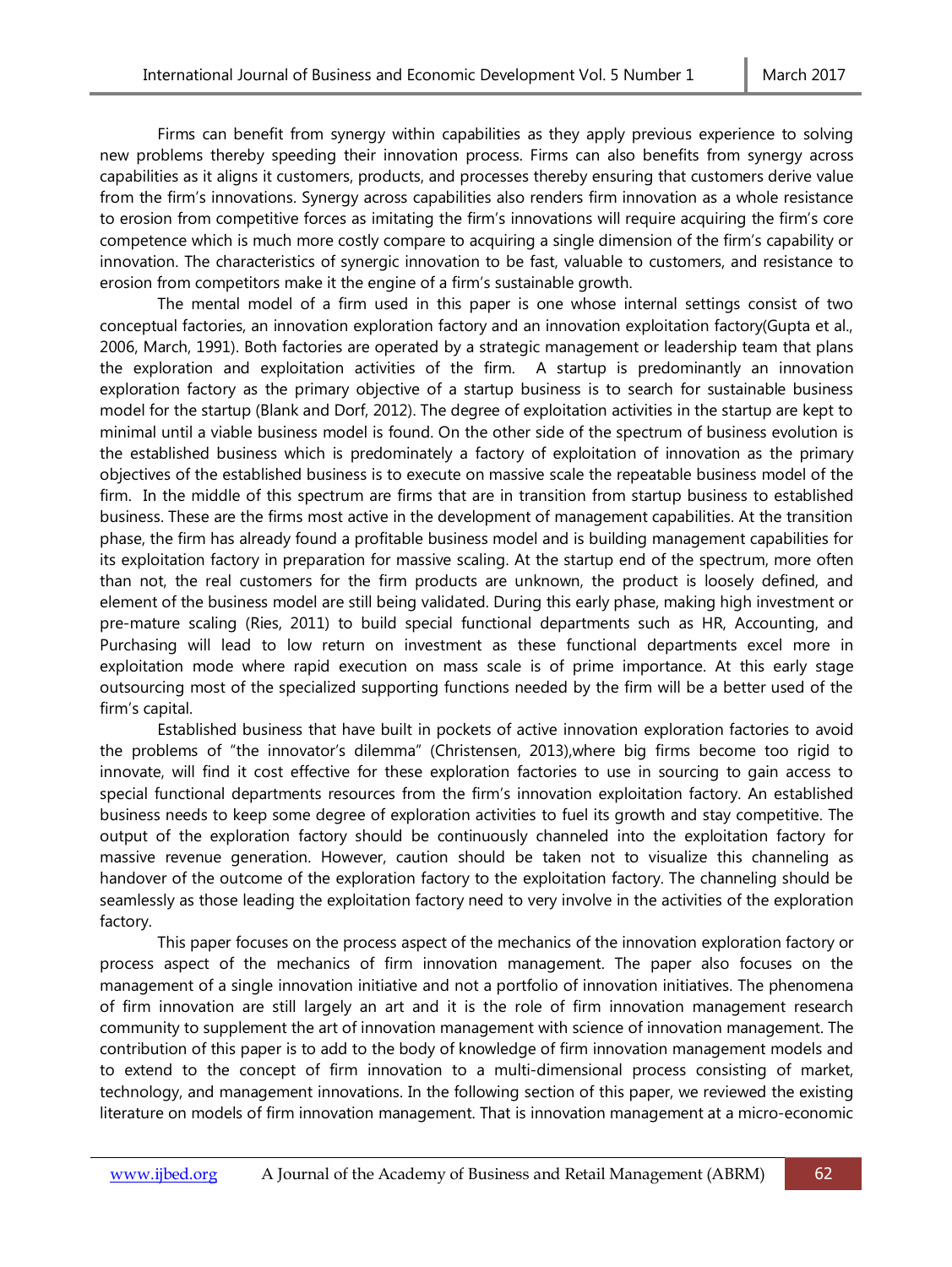Firms can benefit from synergy within capabilities as they apply previous experience to solving new problems thereby speeding their innovation process. Firms can also benefits from synergy across capabilities as it aligns it customers, products, and processes thereby ensuring that customers derive value from the firm's innovations. Synergy across capabilities also renders firm innovation as a whole resistance to erosion from competitive forces as imitating the firm's innovations will require acquiring the firm's core competence which is much more costly compare to acquiring a single dimension of the firm's capability or innovation. The characteristics of synergic innovation to be fast, valuable to customers, and resistance to erosion from competitors make it the engine of a firm's sustainable growth.

The mental model of a firm used in this paper is one whose internal settings consist of two conceptual factories, an innovation exploration factory and an innovation exploitation factory(Gupta et al., 2006, March, 1991). Both factories are operated by a strategic management or leadership team that plans the exploration and exploitation activities of the firm. A startup is predominantly an innovation exploration factory as the primary objective of a startup business is to search for sustainable business model for the startup (Blank and Dorf, 2012). The degree of exploitation activities in the startup are kept to minimal until a viable business model is found. On the other side of the spectrum of business evolution is the established business which is predominately a factory of exploitation of innovation as the primary objectives of the established business is to execute on massive scale the repeatable business model of the firm. In the middle of this spectrum are firms that are in transition from startup business to established business. These are the firms most active in the development of management capabilities. At the transition phase, the firm has already found a profitable business model and is building management capabilities for its exploitation factory in preparation for massive scaling. At the startup end of the spectrum, more often than not, the real customers for the firm products are unknown, the product is loosely defined, and element of the business model are still being validated. During this early phase, making high investment or pre-mature scaling (Ries, 2011) to build special functional departments such as HR, Accounting, and Purchasing will lead to low return on investment as these functional departments excel more in exploitation mode where rapid execution on mass scale is of prime importance. At this early stage outsourcing most of the specialized supporting functions needed by the firm will be a better used of the firm's capital.

Established business that have built in pockets of active innovation exploration factories to avoid the problems of "the innovator's dilemma" (Christensen, 2013),where big firms become too rigid to innovate, will find it cost effective for these exploration factories to use in sourcing to gain access to special functional departments resources from the firm's innovation exploitation factory. An established business needs to keep some degree of exploration activities to fuel its growth and stay competitive. The output of the exploration factory should be continuously channeled into the exploitation factory for massive revenue generation. However, caution should be taken not to visualize this channeling as handover of the outcome of the exploration factory to the exploitation factory. The channeling should be seamlessly as those leading the exploitation factory need to very involve in the activities of the exploration factory.

This paper focuses on the process aspect of the mechanics of the innovation exploration factory or process aspect of the mechanics of firm innovation management. The paper also focuses on the management of a single innovation initiative and not a portfolio of innovation initiatives. The phenomena of firm innovation are still largely an art and it is the role of firm innovation management research community to supplement the art of innovation management with science of innovation management. The contribution of this paper is to add to the body of knowledge of firm innovation management models and to extend to the concept of firm innovation to a multi-dimensional process consisting of market, technology, and management innovations. In the following section of this paper, we reviewed the existing literature on models of firm innovation management. That is innovation management at a micro-economic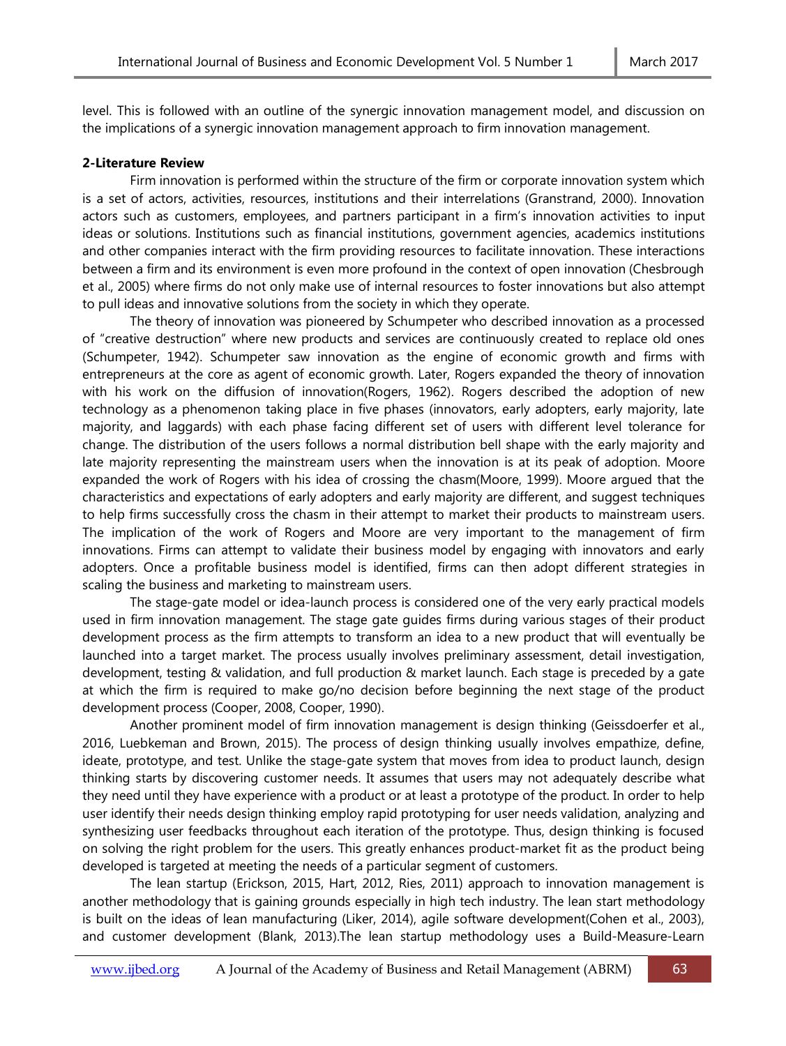level. This is followed with an outline of the synergic innovation management model, and discussion on the implications of a synergic innovation management approach to firm innovation management.

## 2-Literature Review

Firm innovation is performed within the structure of the firm or corporate innovation system which is a set of actors, activities, resources, institutions and their interrelations (Granstrand, 2000). Innovation actors such as customers, employees, and partners participant in a firm's innovation activities to input ideas or solutions. Institutions such as financial institutions, government agencies, academics institutions and other companies interact with the firm providing resources to facilitate innovation. These interactions between a firm and its environment is even more profound in the context of open innovation (Chesbrough et al., 2005) where firms do not only make use of internal resources to foster innovations but also attempt to pull ideas and innovative solutions from the society in which they operate.

The theory of innovation was pioneered by Schumpeter who described innovation as a processed of "creative destruction" where new products and services are continuously created to replace old ones (Schumpeter, 1942). Schumpeter saw innovation as the engine of economic growth and firms with entrepreneurs at the core as agent of economic growth. Later, Rogers expanded the theory of innovation with his work on the diffusion of innovation(Rogers, 1962). Rogers described the adoption of new technology as a phenomenon taking place in five phases (innovators, early adopters, early majority, late majority, and laggards) with each phase facing different set of users with different level tolerance for change. The distribution of the users follows a normal distribution bell shape with the early majority and late majority representing the mainstream users when the innovation is at its peak of adoption. Moore expanded the work of Rogers with his idea of crossing the chasm(Moore, 1999). Moore argued that the characteristics and expectations of early adopters and early majority are different, and suggest techniques to help firms successfully cross the chasm in their attempt to market their products to mainstream users. The implication of the work of Rogers and Moore are very important to the management of firm innovations. Firms can attempt to validate their business model by engaging with innovators and early adopters. Once a profitable business model is identified, firms can then adopt different strategies in scaling the business and marketing to mainstream users.

The stage-gate model or idea-launch process is considered one of the very early practical models used in firm innovation management. The stage gate guides firms during various stages of their product development process as the firm attempts to transform an idea to a new product that will eventually be launched into a target market. The process usually involves preliminary assessment, detail investigation, development, testing & validation, and full production & market launch. Each stage is preceded by a gate at which the firm is required to make go/no decision before beginning the next stage of the product development process (Cooper, 2008, Cooper, 1990).

Another prominent model of firm innovation management is design thinking (Geissdoerfer et al., 2016, Luebkeman and Brown, 2015). The process of design thinking usually involves empathize, define, ideate, prototype, and test. Unlike the stage-gate system that moves from idea to product launch, design thinking starts by discovering customer needs. It assumes that users may not adequately describe what they need until they have experience with a product or at least a prototype of the product. In order to help user identify their needs design thinking employ rapid prototyping for user needs validation, analyzing and synthesizing user feedbacks throughout each iteration of the prototype. Thus, design thinking is focused on solving the right problem for the users. This greatly enhances product-market fit as the product being developed is targeted at meeting the needs of a particular segment of customers.

The lean startup (Erickson, 2015, Hart, 2012, Ries, 2011) approach to innovation management is another methodology that is gaining grounds especially in high tech industry. The lean start methodology is built on the ideas of lean manufacturing (Liker, 2014), agile software development(Cohen et al., 2003), and customer development (Blank, 2013).The lean startup methodology uses a Build-Measure-Learn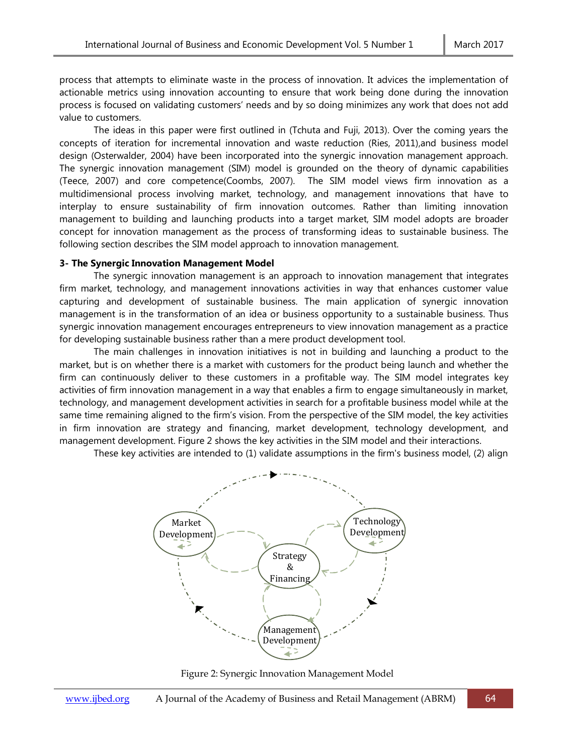process that attempts to eliminate waste in the process of innovation. It advices the implementation of actionable metrics using innovation accounting to ensure that work being done during the innovation process is focused on validating customers' needs and by so doing minimizes any work that does not add value to customers.

The ideas in this paper were first outlined in (Tchuta and Fuji, 2013). Over the coming years the concepts of iteration for incremental innovation and waste reduction (Ries, 2011),and business model design (Osterwalder, 2004) have been incorporated into the synergic innovation management approach. The synergic innovation management (SIM) model is grounded on the theory of dynamic capabilities (Teece, 2007) and core competence(Coombs, 2007). The SIM model views firm innovation as a multidimensional process involving market, technology, and management innovations that have to interplay to ensure sustainability of firm innovation outcomes. Rather than limiting innovation management to building and launching products into a target market, SIM model adopts are broader concept for innovation management as the process of transforming ideas to sustainable business. The following section describes the SIM model approach to innovation management.

**3- The Synergic Innovation Management Model**

The synergic innovation management is an approach to innovation management that integrates firm market, technology, and management innovations activities in way that enhances customer value capturing and development of sustainable business. The main application of synergic innovation management is in the transformation of an idea or business opportunity to a sustainable business. Thus synergic innovation management encourages entrepreneurs to view innovation management as a practice for developing sustainable business rather than a mere product development tool.

The main challenges in innovation initiatives is not in building and launching a product to the market, but is on whether there is a market with customers for the product being launch and whether the firm can continuously deliver to these customers in a profitable way. The SIM model integrates key activities of firm innovation management in a way that enables a firm to engage simultaneously in market, technology, and management development activities in search for a profitable business model while at the same time remaining aligned to the firm's vision. From the perspective of the SIM model, the key activities in firm innovation are strategy and financing, market development, technology development, and management development. Figure 2 shows the key activities in the SIM model and their interactions.

These key activities are intended to (1) validate assumptions in the firm's business model, (2) align

Figure 2: Synergic Innovation Management Model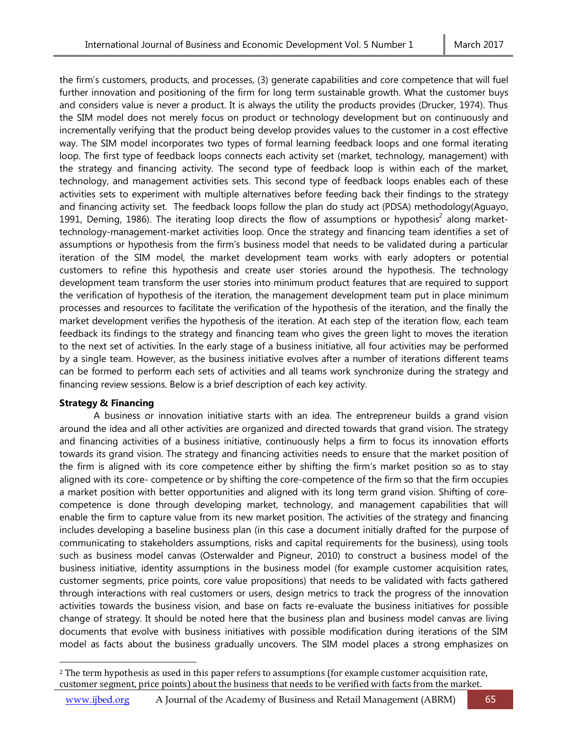the firm's customers, products, and processes, (3) generate capabilities and core competence that will fuel further innovation and positioning of the firm for long term sustainable growth. What the customer buys and considers value is never a product. It is always the utility the products provides (Drucker, 1974). Thus the SIM model does not merely focus on product or technology development but on continuously and incrementally verifying that the product being develop provides values to the customer in a cost effective way. The SIM model incorporates two types of formal learning feedback loops and one formal iterating loop. The first type of feedback loops connects each activity set (market, technology, management) with the strategy and financing activity. The second type of feedback loop is within each of the market, technology, and management activities sets. This second type of feedback loops enables each of these activities sets to experiment with multiple alternatives before feeding back their findings to the strategy and financing activity set. The feedback loops follow the plan do study act (PDSA) methodology(Aguayo, 1991, Deming, 1986). The iterating loop directs the flow of assumptions or hypothesis[2] along market-technology-management-market activities loop. Once the strategy and financing team identifies a set of assumptions or hypothesis from the firm's business model that needs to be validated during a particular iteration of the SIM model, the market development team works with early adopters or potential customers to refine this hypothesis and create user stories around the hypothesis. The technology development team transform the user stories into minimum product features that are required to support the verification of hypothesis of the iteration, the management development team put in place minimum processes and resources to facilitate the verification of the hypothesis of the iteration, and the finally the market development verifies the hypothesis of the iteration. At each step of the iteration flow, each team feedback its findings to the strategy and financing team who gives the green light to moves the iteration to the next set of activities. In the early stage of a business initiative, all four activities may be performed by a single team. However, as the business initiative evolves after a number of iterations different teams can be formed to perform each sets of activities and all teams work synchronize during the strategy and financing review sessions. Below is a brief description of each key activity.

**Strategy & Financing**

A business or innovation initiative starts with an idea. The entrepreneur builds a grand vision around the idea and all other activities are organized and directed towards that grand vision. The strategy and financing activities of a business initiative, continuously helps a firm to focus its innovation efforts towards its grand vision. The strategy and financing activities needs to ensure that the market position of the firm is aligned with its core competence either by shifting the firm's market position so as to stay aligned with its core- competence or by shifting the core-competence of the firm so that the firm occupies a market position with better opportunities and aligned with its long term grand vision. Shifting of core-competence is done through developing market, technology, and management capabilities that will enable the firm to capture value from its new market position. The activities of the strategy and financing includes developing a baseline business plan (in this case a document initially drafted for the purpose of communicating to stakeholders assumptions, risks and capital requirements for the business), using tools such as business model canvas (Osterwalder and Pigneur, 2010) to construct a business model of the business initiative, identity assumptions in the business model (for example customer acquisition rates, customer segments, price points, core value propositions) that needs to be validated with facts gathered through interactions with real customers or users, design metrics to track the progress of the innovation activities towards the business vision, and base on facts re-evaluate the business initiatives for possible change of strategy. It should be noted here that the business plan and business model canvas are living documents that evolve with business initiatives with possible modification during iterations of the SIM model as facts about the business gradually uncovers. The SIM model places a strong emphasizes on

[2] The term hypothesis as used in this paper refers to assumptions (for example customer acquisition rate, customer segment, price points) about the business that needs to be verified with facts from the market.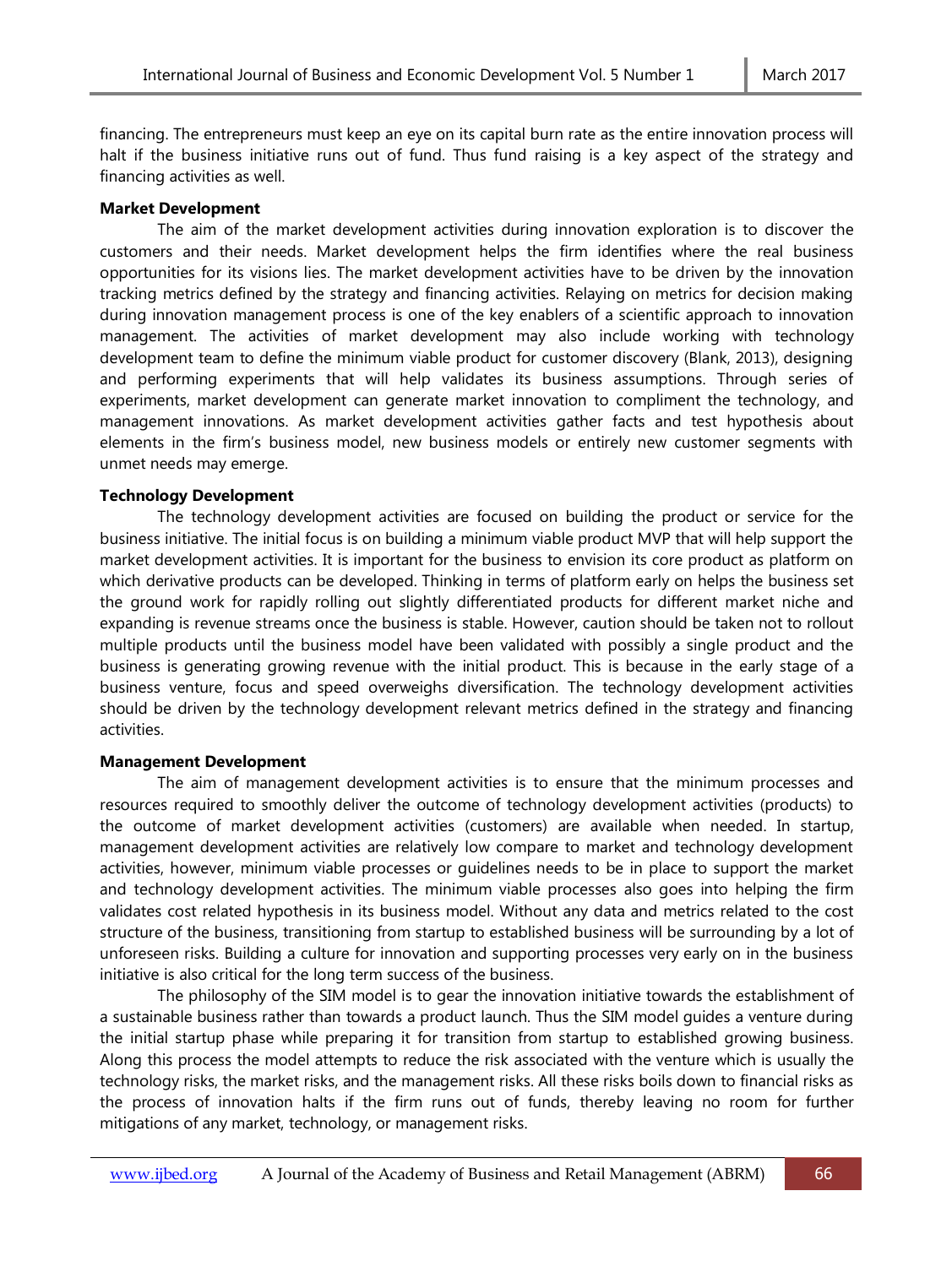financing. The entrepreneurs must keep an eye on its capital burn rate as the entire innovation process will halt if the business initiative runs out of fund. Thus fund raising is a key aspect of the strategy and financing activities as well.

**Market Development**

The aim of the market development activities during innovation exploration is to discover the customers and their needs. Market development helps the firm identifies where the real business opportunities for its visions lies. The market development activities have to be driven by the innovation tracking metrics defined by the strategy and financing activities. Relaying on metrics for decision making during innovation management process is one of the key enablers of a scientific approach to innovation management. The activities of market development may also include working with technology development team to define the minimum viable product for customer discovery (Blank, 2013), designing and performing experiments that will help validates its business assumptions. Through series of experiments, market development can generate market innovation to compliment the technology, and management innovations. As market development activities gather facts and test hypothesis about elements in the firm's business model, new business models or entirely new customer segments with unmet needs may emerge.

**Technology Development**

The technology development activities are focused on building the product or service for the business initiative. The initial focus is on building a minimum viable product MVP that will help support the market development activities. It is important for the business to envision its core product as platform on which derivative products can be developed. Thinking in terms of platform early on helps the business set the ground work for rapidly rolling out slightly differentiated products for different market niche and expanding is revenue streams once the business is stable. However, caution should be taken not to rollout multiple products until the business model have been validated with possibly a single product and the business is generating growing revenue with the initial product. This is because in the early stage of a business venture, focus and speed overweighs diversification. The technology development activities should be driven by the technology development relevant metrics defined in the strategy and financing activities.

**Management Development**

The aim of management development activities is to ensure that the minimum processes and resources required to smoothly deliver the outcome of technology development activities (products) to the outcome of market development activities (customers) are available when needed. In startup, management development activities are relatively low compare to market and technology development activities, however, minimum viable processes or guidelines needs to be in place to support the market and technology development activities. The minimum viable processes also goes into helping the firm validates cost related hypothesis in its business model. Without any data and metrics related to the cost structure of the business, transitioning from startup to established business will be surrounding by a lot of unforeseen risks. Building a culture for innovation and supporting processes very early on in the business initiative is also critical for the long term success of the business.

The philosophy of the SIM model is to gear the innovation initiative towards the establishment of a sustainable business rather than towards a product launch. Thus the SIM model guides a venture during the initial startup phase while preparing it for transition from startup to established growing business. Along this process the model attempts to reduce the risk associated with the venture which is usually the technology risks, the market risks, and the management risks. All these risks boils down to financial risks as the process of innovation halts if the firm runs out of funds, thereby leaving no room for further mitigations of any market, technology, or management risks.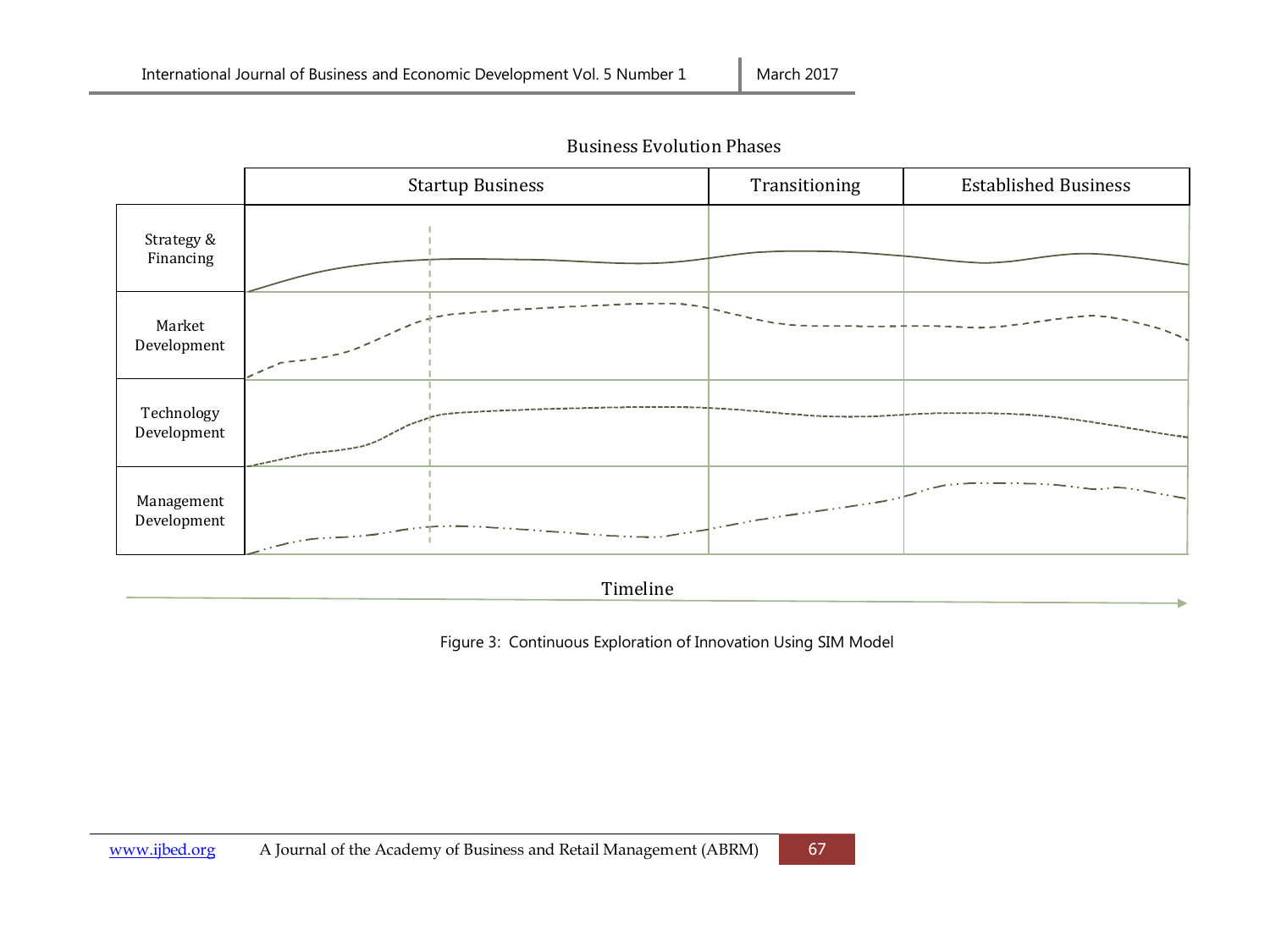Business Evolution Phases

| | Startup Business | Transitioning | Established Business |
|---|---|---|---|
| Strategy & Financing | | | |
| Market Development | | | |
| Technology Development | | | |
| Management Development | | | |

Timeline

Figure 3: Continuous Exploration of Innovation Using SIM Model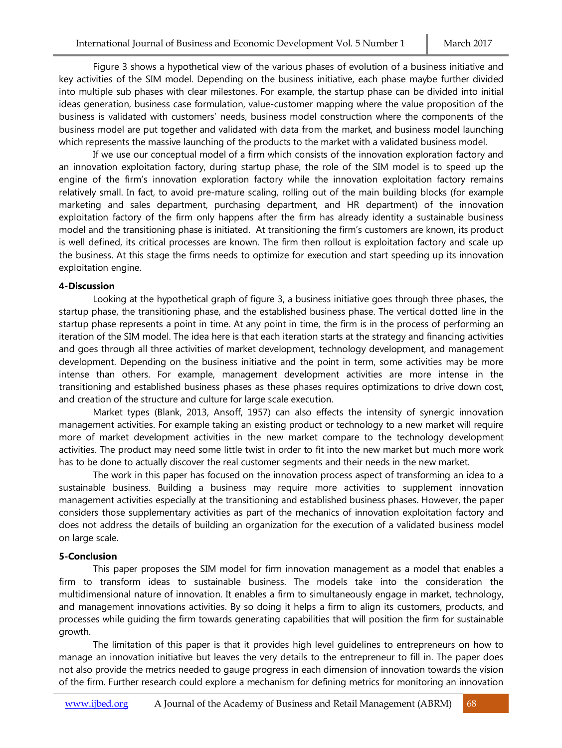Figure 3 shows a hypothetical view of the various phases of evolution of a business initiative and key activities of the SIM model. Depending on the business initiative, each phase maybe further divided into multiple sub phases with clear milestones. For example, the startup phase can be divided into initial ideas generation, business case formulation, value-customer mapping where the value proposition of the business is validated with customers' needs, business model construction where the components of the business model are put together and validated with data from the market, and business model launching which represents the massive launching of the products to the market with a validated business model.

If we use our conceptual model of a firm which consists of the innovation exploration factory and an innovation exploitation factory, during startup phase, the role of the SIM model is to speed up the engine of the firm's innovation exploration factory while the innovation exploitation factory remains relatively small. In fact, to avoid pre-mature scaling, rolling out of the main building blocks (for example marketing and sales department, purchasing department, and HR department) of the innovation exploitation factory of the firm only happens after the firm has already identity a sustainable business model and the transitioning phase is initiated. At transitioning the firm's customers are known, its product is well defined, its critical processes are known. The firm then rollout is exploitation factory and scale up the business. At this stage the firms needs to optimize for execution and start speeding up its innovation exploitation engine.

**4-Discussion**

Looking at the hypothetical graph of figure 3, a business initiative goes through three phases, the startup phase, the transitioning phase, and the established business phase. The vertical dotted line in the startup phase represents a point in time. At any point in time, the firm is in the process of performing an iteration of the SIM model. The idea here is that each iteration starts at the strategy and financing activities and goes through all three activities of market development, technology development, and management development. Depending on the business initiative and the point in term, some activities may be more intense than others. For example, management development activities are more intense in the transitioning and established business phases as these phases requires optimizations to drive down cost, and creation of the structure and culture for large scale execution.

Market types (Blank, 2013, Ansoff, 1957) can also effects the intensity of synergic innovation management activities. For example taking an existing product or technology to a new market will require more of market development activities in the new market compare to the technology development activities. The product may need some little twist in order to fit into the new market but much more work has to be done to actually discover the real customer segments and their needs in the new market.

The work in this paper has focused on the innovation process aspect of transforming an idea to a sustainable business. Building a business may require more activities to supplement innovation management activities especially at the transitioning and established business phases. However, the paper considers those supplementary activities as part of the mechanics of innovation exploitation factory and does not address the details of building an organization for the execution of a validated business model on large scale.

**5-Conclusion**

This paper proposes the SIM model for firm innovation management as a model that enables a firm to transform ideas to sustainable business. The models take into the consideration the multidimensional nature of innovation. It enables a firm to simultaneously engage in market, technology, and management innovations activities. By so doing it helps a firm to align its customers, products, and processes while guiding the firm towards generating capabilities that will position the firm for sustainable growth.

The limitation of this paper is that it provides high level guidelines to entrepreneurs on how to manage an innovation initiative but leaves the very details to the entrepreneur to fill in. The paper does not also provide the metrics needed to gauge progress in each dimension of innovation towards the vision of the firm. Further research could explore a mechanism for defining metrics for monitoring an innovation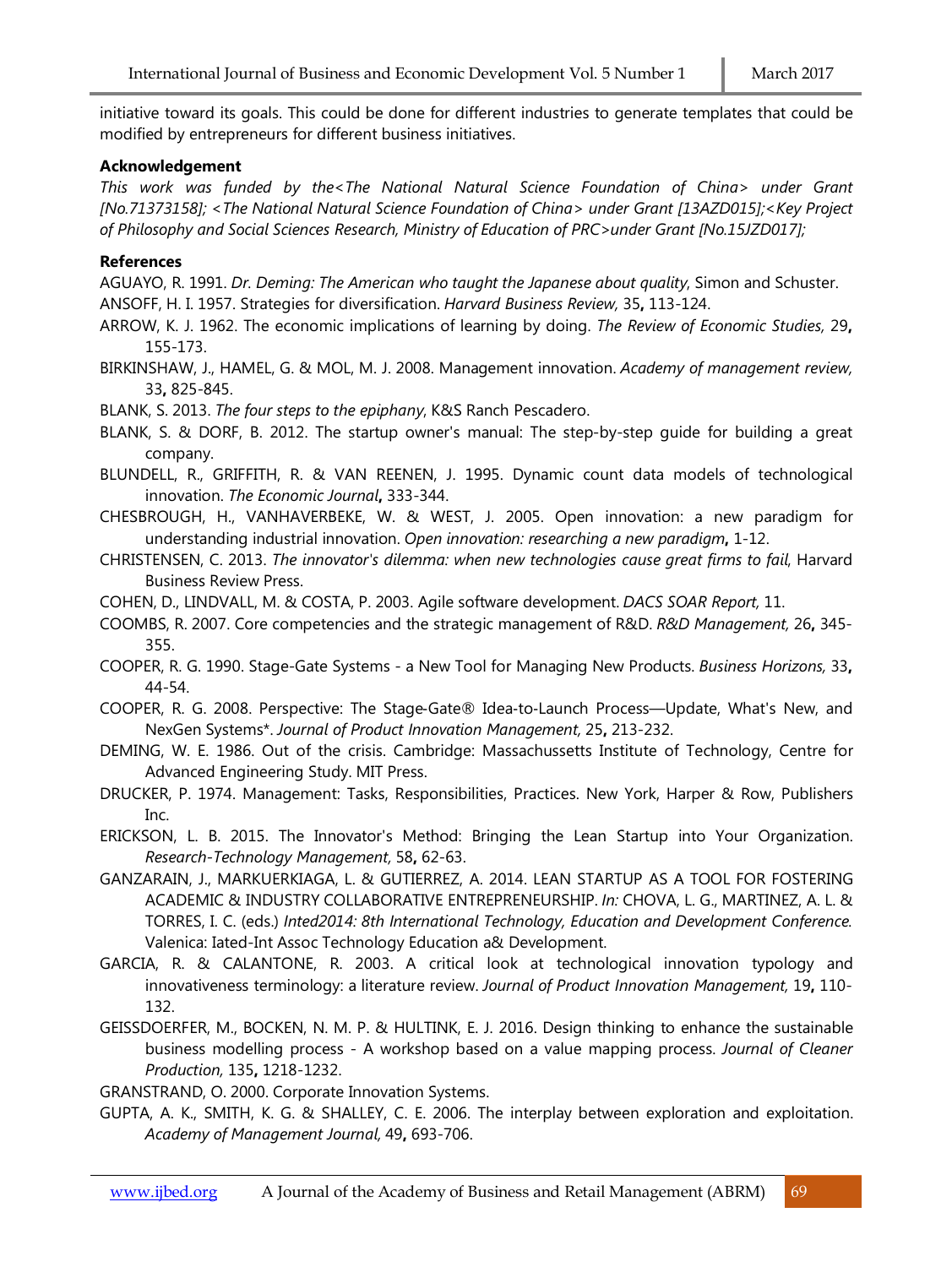initiative toward its goals. This could be done for different industries to generate templates that could be modified by entrepreneurs for different business initiatives.

**Acknowledgement**

*This work was funded by the<The National Natural Science Foundation of China> under Grant [No.71373158]; <The National Natural Science Foundation of China> under Grant [13AZD015];<Key Project of Philosophy and Social Sciences Research, Ministry of Education of PRC>under Grant [No.15JZD017];*

**References**

AGUAYO, R. 1991. *Dr. Deming: The American who taught the Japanese about quality*, Simon and Schuster.

ANSOFF, H. I. 1957. Strategies for diversification. *Harvard Business Review,* 35**,** 113-124.

ARROW, K. J. 1962. The economic implications of learning by doing. *The Review of Economic Studies,* 29**,** 155-173.

BIRKINSHAW, J., HAMEL, G. & MOL, M. J. 2008. Management innovation. *Academy of management review,* 33**,** 825-845.

BLANK, S. 2013. *The four steps to the epiphany*, K&S Ranch Pescadero.

BLANK, S. & DORF, B. 2012. The startup owner's manual: The step-by-step guide for building a great company.

BLUNDELL, R., GRIFFITH, R. & VAN REENEN, J. 1995. Dynamic count data models of technological innovation. *The Economic Journal***,** 333-344.

CHESBROUGH, H., VANHAVERBEKE, W. & WEST, J. 2005. Open innovation: a new paradigm for understanding industrial innovation. *Open innovation: researching a new paradigm***,** 1-12.

CHRISTENSEN, C. 2013. *The innovator's dilemma: when new technologies cause great firms to fail*, Harvard Business Review Press.

COHEN, D., LINDVALL, M. & COSTA, P. 2003. Agile software development. *DACS SOAR Report,* 11.

COOMBS, R. 2007. Core competencies and the strategic management of R&D. *R&D Management,* 26**,** 345-355.

COOPER, R. G. 1990. Stage-Gate Systems - a New Tool for Managing New Products. *Business Horizons,* 33**,** 44-54.

COOPER, R. G. 2008. Perspective: The Stage-Gate® Idea-to-Launch Process—Update, What's New, and NexGen Systems*. *Journal of Product Innovation Management,* 25**,** 213-232.

DEMING, W. E. 1986. Out of the crisis. Cambridge: Massachussetts Institute of Technology, Centre for Advanced Engineering Study. MIT Press.

DRUCKER, P. 1974. Management: Tasks, Responsibilities, Practices. New York, Harper & Row, Publishers Inc.

ERICKSON, L. B. 2015. The Innovator's Method: Bringing the Lean Startup into Your Organization. *Research-Technology Management,* 58**,** 62-63.

GANZARAIN, J., MARKUERKIAGA, L. & GUTIERREZ, A. 2014. LEAN STARTUP AS A TOOL FOR FOSTERING ACADEMIC & INDUSTRY COLLABORATIVE ENTREPRENEURSHIP. *In:* CHOVA, L. G., MARTINEZ, A. L. & TORRES, I. C. (eds.) *Inted2014: 8th International Technology, Education and Development Conference.* Valenica: Iated-Int Assoc Technology Education a& Development.

GARCIA, R. & CALANTONE, R. 2003. A critical look at technological innovation typology and innovativeness terminology: a literature review. *Journal of Product Innovation Management,* 19**,** 110-132.

GEISSDOERFER, M., BOCKEN, N. M. P. & HULTINK, E. J. 2016. Design thinking to enhance the sustainable business modelling process - A workshop based on a value mapping process. *Journal of Cleaner Production,* 135**,** 1218-1232.

GRANSTRAND, O. 2000. Corporate Innovation Systems.

GUPTA, A. K., SMITH, K. G. & SHALLEY, C. E. 2006. The interplay between exploration and exploitation. *Academy of Management Journal,* 49**,** 693-706.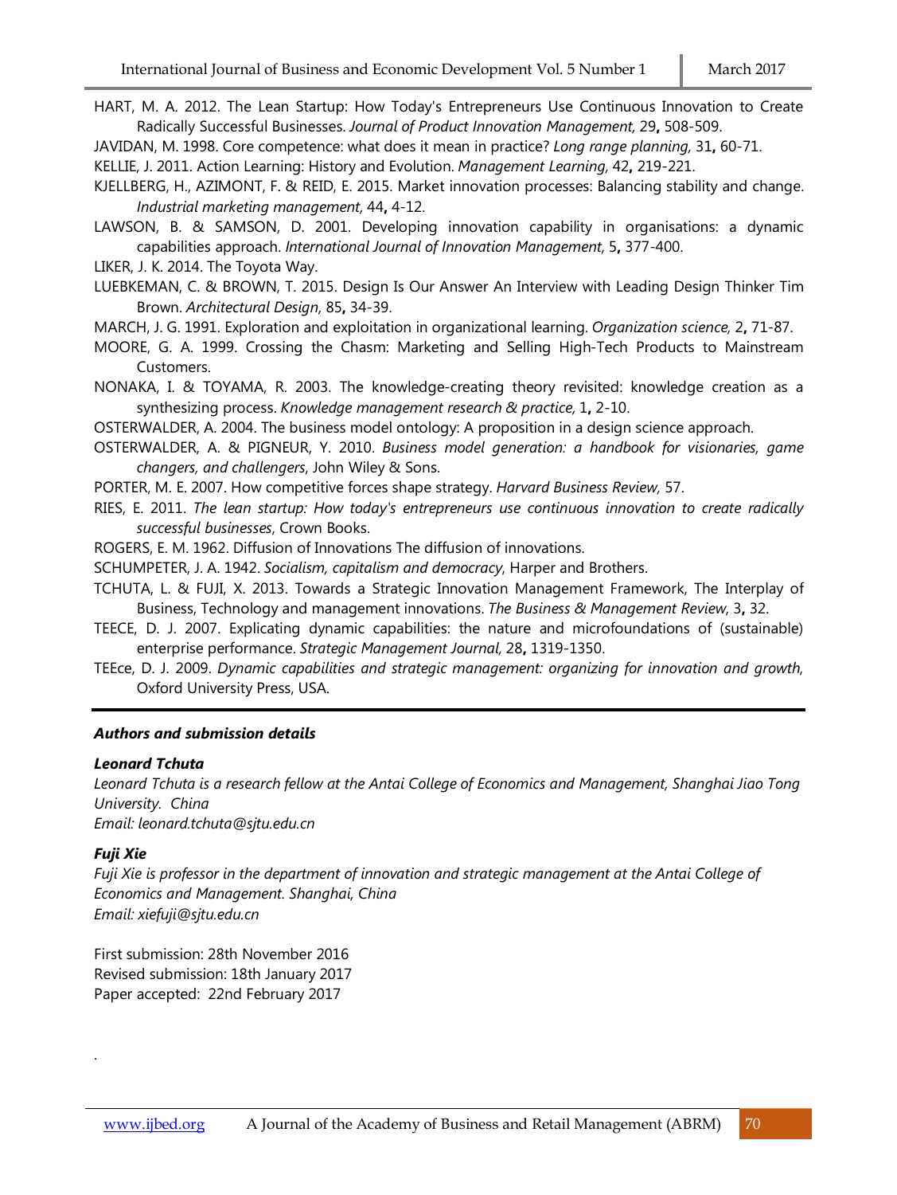HART, M. A. 2012. The Lean Startup: How Today's Entrepreneurs Use Continuous Innovation to Create Radically Successful Businesses. *Journal of Product Innovation Management,* 29**,** 508-509.

JAVIDAN, M. 1998. Core competence: what does it mean in practice? *Long range planning,* 31**,** 60-71.

KELLIE, J. 2011. Action Learning: History and Evolution. *Management Learning,* 42**,** 219-221.

KJELLBERG, H., AZIMONT, F. & REID, E. 2015. Market innovation processes: Balancing stability and change. *Industrial marketing management,* 44**,** 4-12.

LAWSON, B. & SAMSON, D. 2001. Developing innovation capability in organisations: a dynamic capabilities approach. *International Journal of Innovation Management,* 5**,** 377-400.

LIKER, J. K. 2014. The Toyota Way.

LUEBKEMAN, C. & BROWN, T. 2015. Design Is Our Answer An Interview with Leading Design Thinker Tim Brown. *Architectural Design,* 85**,** 34-39.

MARCH, J. G. 1991. Exploration and exploitation in organizational learning. *Organization science,* 2**,** 71-87.

MOORE, G. A. 1999. Crossing the Chasm: Marketing and Selling High-Tech Products to Mainstream Customers.

NONAKA, I. & TOYAMA, R. 2003. The knowledge-creating theory revisited: knowledge creation as a synthesizing process. *Knowledge management research & practice,* 1**,** 2-10.

OSTERWALDER, A. 2004. The business model ontology: A proposition in a design science approach.

OSTERWALDER, A. & PIGNEUR, Y. 2010. *Business model generation: a handbook for visionaries, game changers, and challengers*, John Wiley & Sons.

PORTER, M. E. 2007. How competitive forces shape strategy. *Harvard Business Review,* 57.

RIES, E. 2011. *The lean startup: How today's entrepreneurs use continuous innovation to create radically successful businesses*, Crown Books.

ROGERS, E. M. 1962. Diffusion of Innovations The diffusion of innovations.

SCHUMPETER, J. A. 1942. *Socialism, capitalism and democracy*, Harper and Brothers.

TCHUTA, L. & FUJI, X. 2013. Towards a Strategic Innovation Management Framework, The Interplay of Business, Technology and management innovations. *The Business & Management Review,* 3**,** 32.

TEECE, D. J. 2007. Explicating dynamic capabilities: the nature and microfoundations of (sustainable) enterprise performance. *Strategic Management Journal,* 28**,** 1319-1350.

TEEce, D. J. 2009. *Dynamic capabilities and strategic management: organizing for innovation and growth*, Oxford University Press, USA.

---

***Authors and submission details***

***Leonard Tchuta***

*Leonard Tchuta is a research fellow at the Antai College of Economics and Management, Shanghai Jiao Tong University. China*

*Email: leonard.tchuta@sjtu.edu.cn*

***Fuji Xie***

*Fuji Xie is professor in the department of innovation and strategic management at the Antai College of Economics and Management. Shanghai, China*

*Email: xiefuji@sjtu.edu.cn*

First submission: 28th November 2016

Revised submission: 18th January 2017

Paper accepted: 22nd February 2017